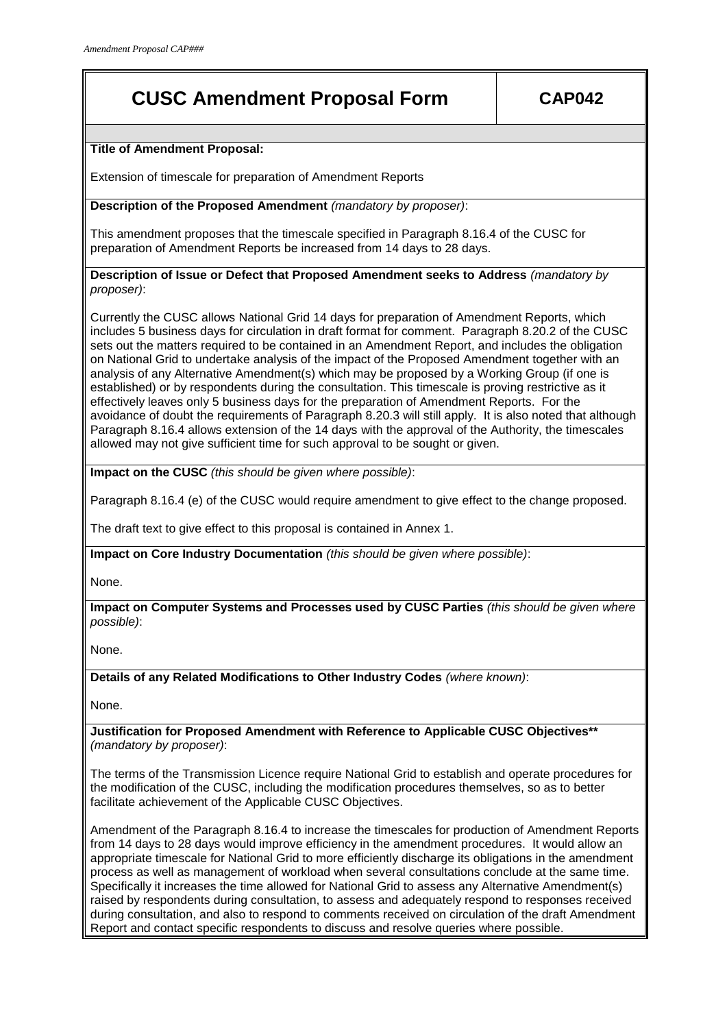# CUSC Amendment Proposal Form

**CAP042**

**Title of Amendment Proposal:**

Extension of timescale for preparation of Amendment Reports

**Description of the Proposed Amendment** *(mandatory by proposer)*:

This amendment proposes that the timescale specified in Paragraph 8.16.4 of the CUSC for preparation of Amendment Reports be increased from 14 days to 28 days.

**Description of Issue or Defect that Proposed Amendment seeks to Address** *(mandatory by proposer)*:

Currently the CUSC allows National Grid 14 days for preparation of Amendment Reports, which includes 5 business days for circulation in draft format for comment. Paragraph 8.20.2 of the CUSC sets out the matters required to be contained in an Amendment Report, and includes the obligation on National Grid to undertake analysis of the impact of the Proposed Amendment together with an analysis of any Alternative Amendment(s) which may be proposed by a Working Group (if one is established) or by respondents during the consultation. This timescale is proving restrictive as it effectively leaves only 5 business days for the preparation of Amendment Reports. For the avoidance of doubt the requirements of Paragraph 8.20.3 will still apply. It is also noted that although Paragraph 8.16.4 allows extension of the 14 days with the approval of the Authority, the timescales allowed may not give sufficient time for such approval to be sought or given.

**Impact on the CUSC** *(this should be given where possible)*:

Paragraph 8.16.4 (e) of the CUSC would require amendment to give effect to the change proposed.

The draft text to give effect to this proposal is contained in Annex 1.

**Impact on Core Industry Documentation** *(this should be given where possible)*:

None.

**Impact on Computer Systems and Processes used by CUSC Parties** *(this should be given where possible)*:

None.

**Details of any Related Modifications to Other Industry Codes** *(where known)*:

None.

**Justification for Proposed Amendment with Reference to Applicable CUSC Objectives\*\*** *(mandatory by proposer)*:

The terms of the Transmission Licence require National Grid to establish and operate procedures for the modification of the CUSC, including the modification procedures themselves, so as to better facilitate achievement of the Applicable CUSC Objectives.

Amendment of the Paragraph 8.16.4 to increase the timescales for production of Amendment Reports from 14 days to 28 days would improve efficiency in the amendment procedures. It would allow an appropriate timescale for National Grid to more efficiently discharge its obligations in the amendment process as well as management of workload when several consultations conclude at the same time. Specifically it increases the time allowed for National Grid to assess any Alternative Amendment(s) raised by respondents during consultation, to assess and adequately respond to responses received during consultation, and also to respond to comments received on circulation of the draft Amendment Report and contact specific respondents to discuss and resolve queries where possible.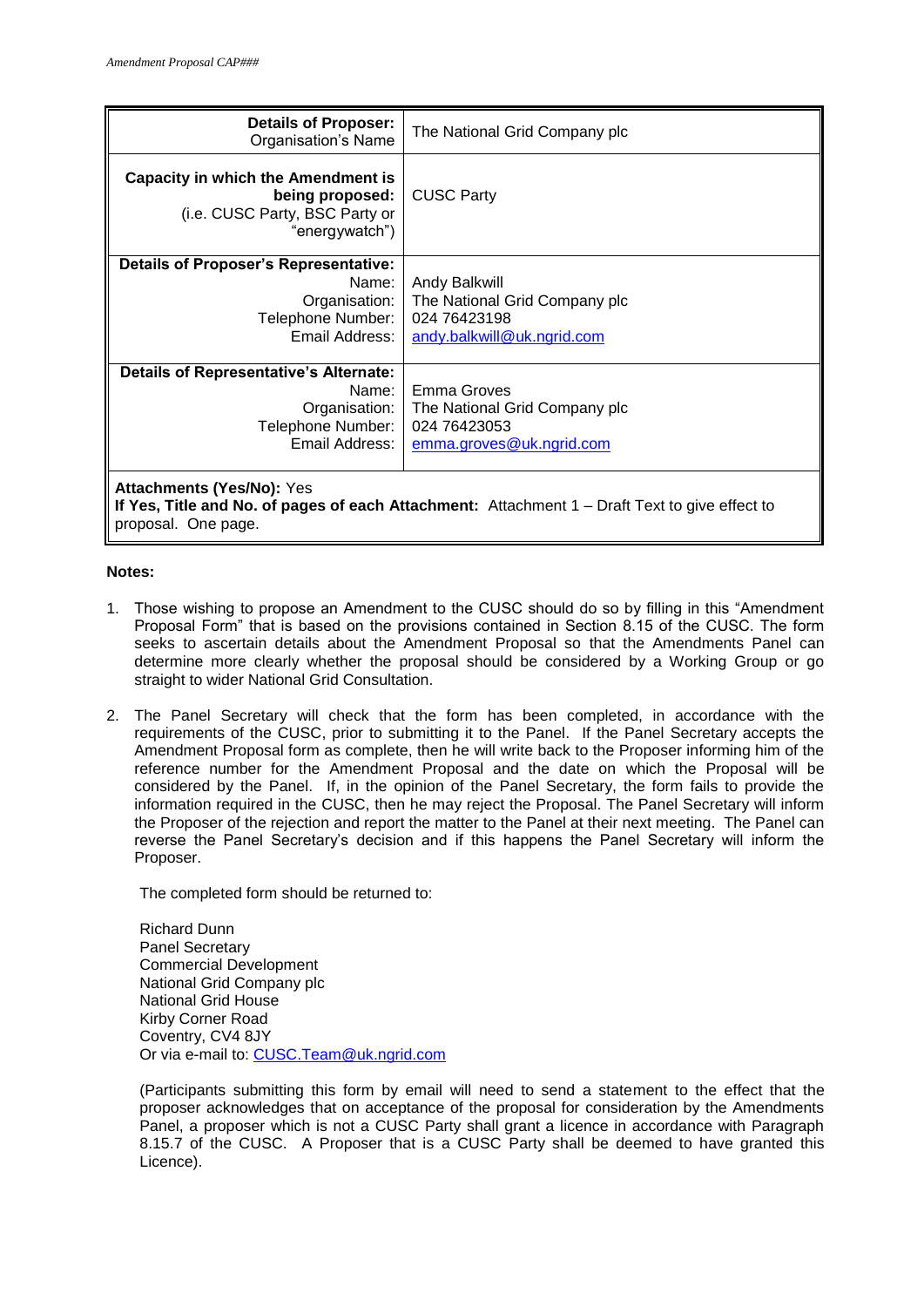| | |
|---|---|
| **Details of Proposer:** Organisation's Name | The National Grid Company plc |
| **Capacity in which the Amendment is being proposed:** (i.e. CUSC Party, BSC Party or "energywatch") | CUSC Party |
| **Details of Proposer's Representative:** Name: Organisation: Telephone Number: Email Address: | Andy Balkwill The National Grid Company plc 024 76423198 andy.balkwill@uk.ngrid.com |
| **Details of Representative's Alternate:** Name: Organisation: Telephone Number: Email Address: | Emma Groves The National Grid Company plc 024 76423053 emma.groves@uk.ngrid.com |
| **Attachments (Yes/No):** Yes **If Yes, Title and No. of pages of each Attachment:** Attachment 1 – Draft Text to give effect to proposal. One page. | |

**Notes:**

1. Those wishing to propose an Amendment to the CUSC should do so by filling in this "Amendment Proposal Form" that is based on the provisions contained in Section 8.15 of the CUSC. The form seeks to ascertain details about the Amendment Proposal so that the Amendments Panel can determine more clearly whether the proposal should be considered by a Working Group or go straight to wider National Grid Consultation.

2. The Panel Secretary will check that the form has been completed, in accordance with the requirements of the CUSC, prior to submitting it to the Panel. If the Panel Secretary accepts the Amendment Proposal form as complete, then he will write back to the Proposer informing him of the reference number for the Amendment Proposal and the date on which the Proposal will be considered by the Panel. If, in the opinion of the Panel Secretary, the form fails to provide the information required in the CUSC, then he may reject the Proposal. The Panel Secretary will inform the Proposer of the rejection and report the matter to the Panel at their next meeting. The Panel can reverse the Panel Secretary's decision and if this happens the Panel Secretary will inform the Proposer.

   The completed form should be returned to:

   Richard Dunn
   Panel Secretary
   Commercial Development
   National Grid Company plc
   National Grid House
   Kirby Corner Road
   Coventry, CV4 8JY
   Or via e-mail to: CUSC.Team@uk.ngrid.com

   (Participants submitting this form by email will need to send a statement to the effect that the proposer acknowledges that on acceptance of the proposal for consideration by the Amendments Panel, a proposer which is not a CUSC Party shall grant a licence in accordance with Paragraph 8.15.7 of the CUSC. A Proposer that is a CUSC Party shall be deemed to have granted this Licence).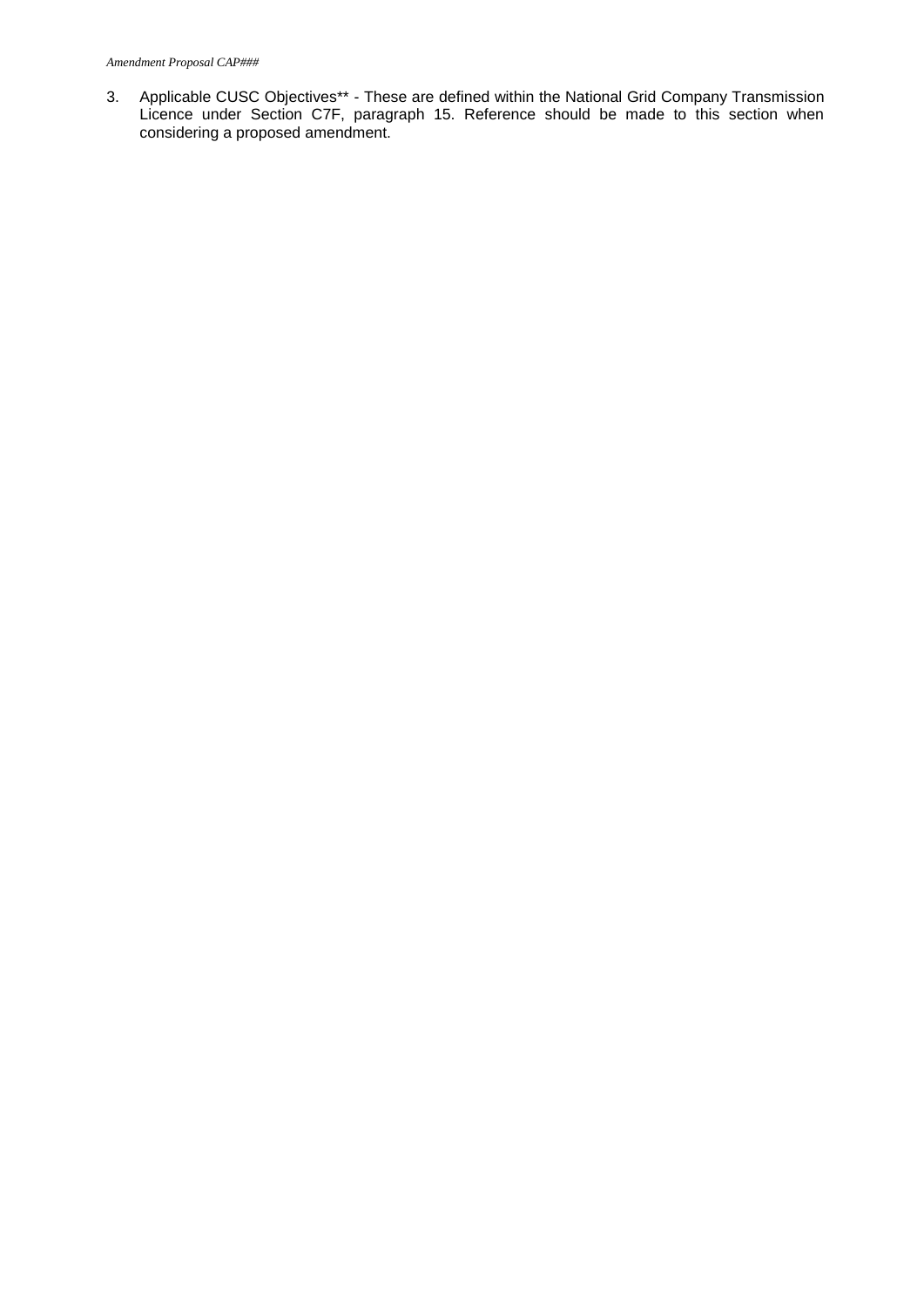3. Applicable CUSC Objectives** - These are defined within the National Grid Company Transmission Licence under Section C7F, paragraph 15. Reference should be made to this section when considering a proposed amendment.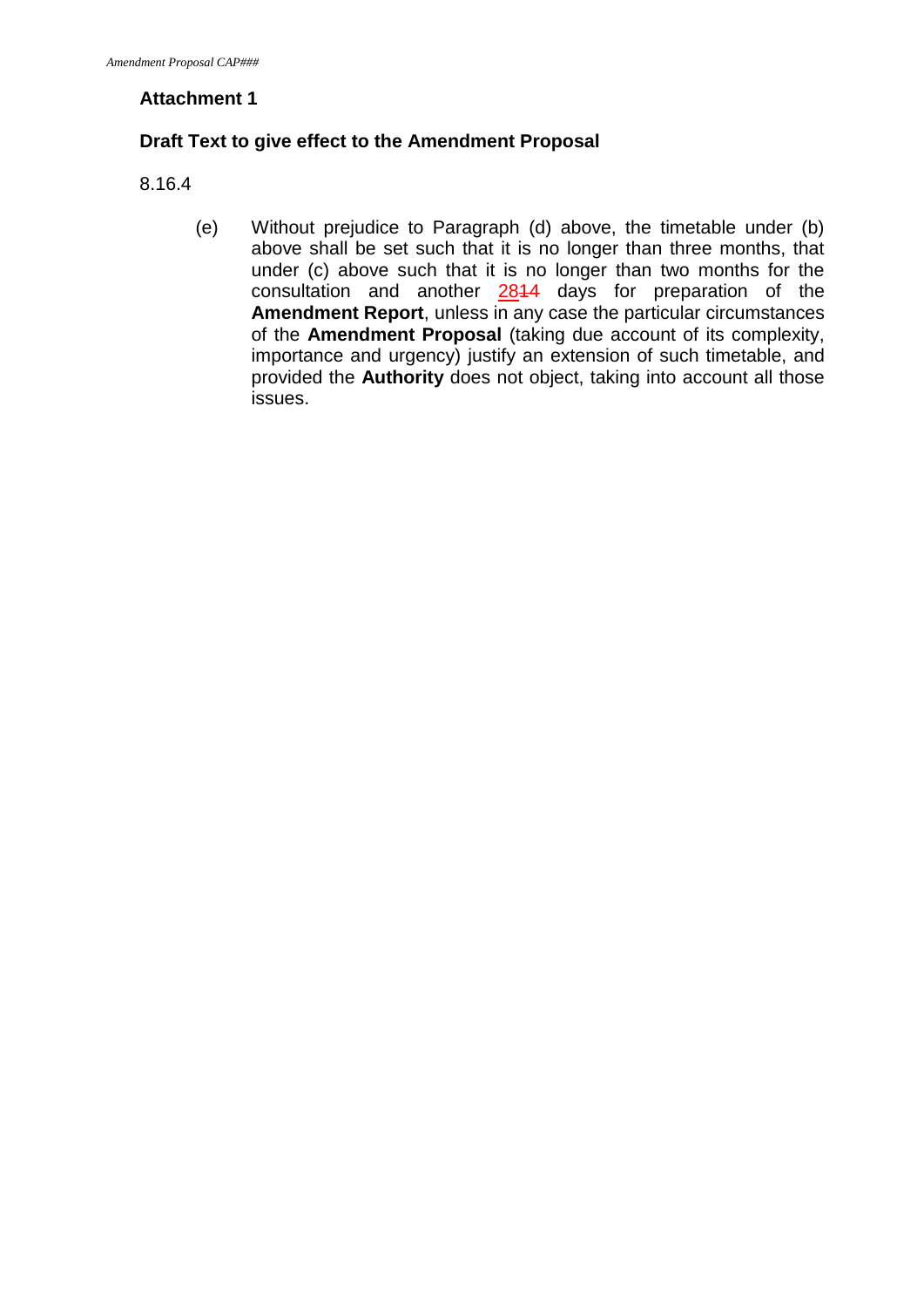## Attachment 1

## Draft Text to give effect to the Amendment Proposal

8.16.4

(e) Without prejudice to Paragraph (d) above, the timetable under (b) above shall be set such that it is no longer than three months, that under (c) above such that it is no longer than two months for the consultation and another <ins>28</ins>~~14~~ days for preparation of the **Amendment Report**, unless in any case the particular circumstances of the **Amendment Proposal** (taking due account of its complexity, importance and urgency) justify an extension of such timetable, and provided the **Authority** does not object, taking into account all those issues.